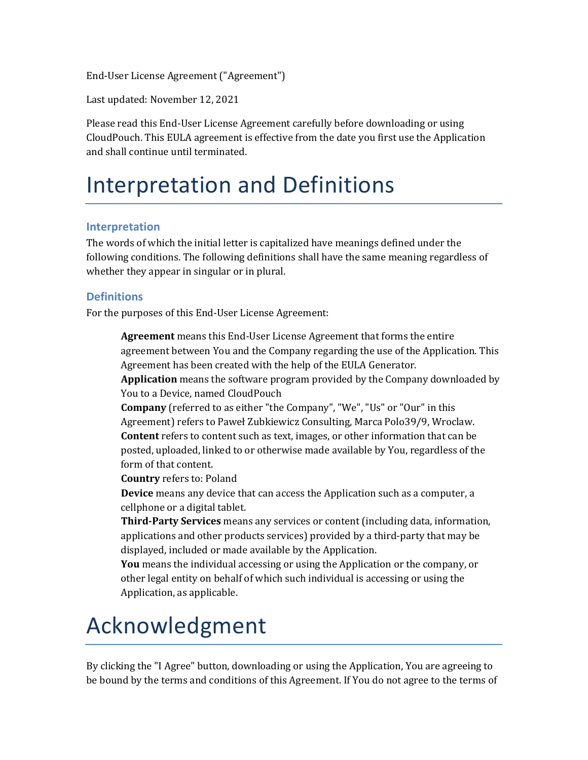End-User License Agreement ("Agreement")

Last updated: November 12, 2021

Please read this End-User License Agreement carefully before downloading or using CloudPouch. This EULA agreement is effective from the date you first use the Application and shall continue until terminated.

# Interpretation and Definitions

### Interpretation

The words of which the initial letter is capitalized have meanings defined under the following conditions. The following definitions shall have the same meaning regardless of whether they appear in singular or in plural.

### Definitions

For the purposes of this End-User License Agreement:

**Agreement** means this End-User License Agreement that forms the entire agreement between You and the Company regarding the use of the Application. This Agreement has been created with the help of the EULA Generator.

**Application** means the software program provided by the Company downloaded by You to a Device, named CloudPouch

**Company** (referred to as either "the Company", "We", "Us" or "Our" in this Agreement) refers to Paweł Zubkiewicz Consulting, Marca Polo39/9, Wroclaw.

**Content** refers to content such as text, images, or other information that can be posted, uploaded, linked to or otherwise made available by You, regardless of the form of that content.

**Country** refers to: Poland

**Device** means any device that can access the Application such as a computer, a cellphone or a digital tablet.

**Third-Party Services** means any services or content (including data, information, applications and other products services) provided by a third-party that may be displayed, included or made available by the Application.

**You** means the individual accessing or using the Application or the company, or other legal entity on behalf of which such individual is accessing or using the Application, as applicable.

# Acknowledgment

By clicking the "I Agree" button, downloading or using the Application, You are agreeing to be bound by the terms and conditions of this Agreement. If You do not agree to the terms of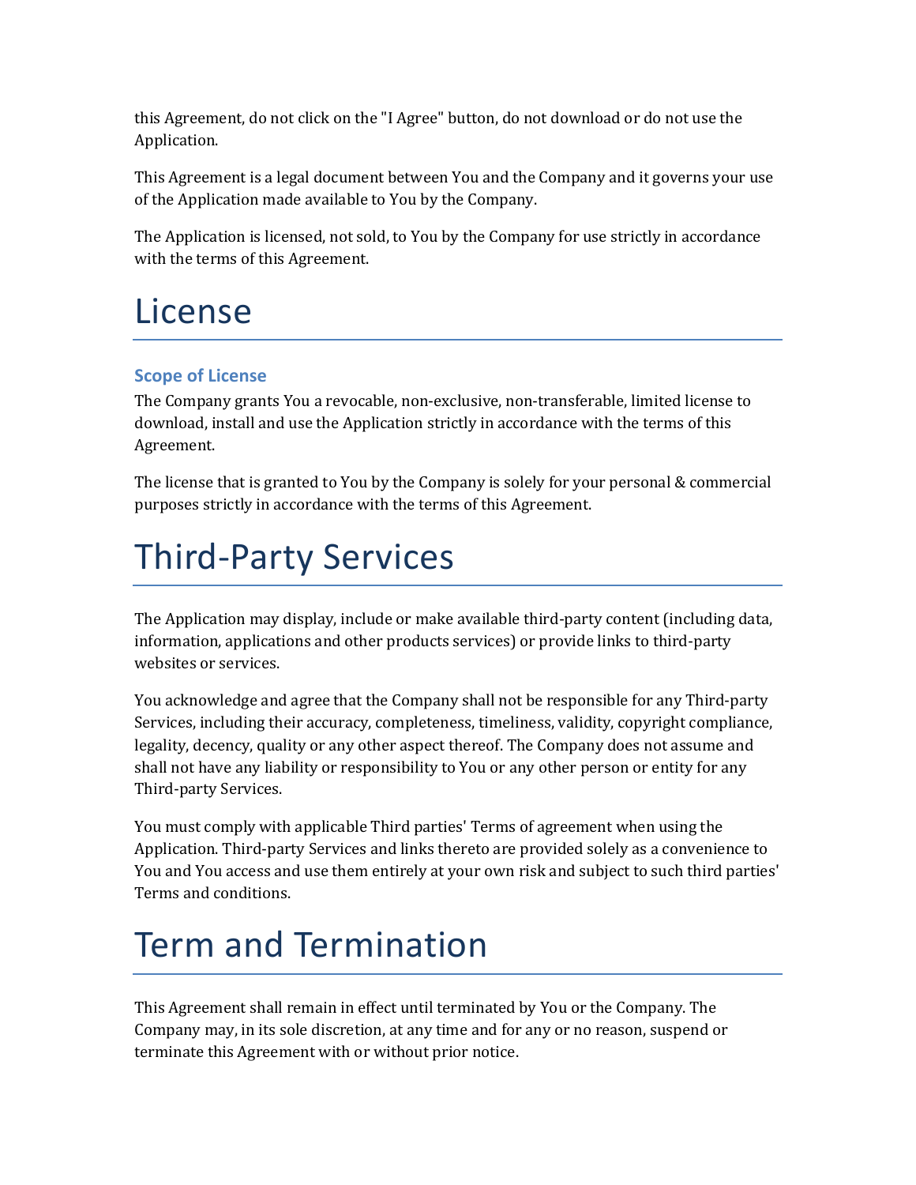this Agreement, do not click on the "I Agree" button, do not download or do not use the Application.

This Agreement is a legal document between You and the Company and it governs your use of the Application made available to You by the Company.

The Application is licensed, not sold, to You by the Company for use strictly in accordance with the terms of this Agreement.

# License

### Scope of License

The Company grants You a revocable, non-exclusive, non-transferable, limited license to download, install and use the Application strictly in accordance with the terms of this Agreement.

The license that is granted to You by the Company is solely for your personal & commercial purposes strictly in accordance with the terms of this Agreement.

# Third-Party Services

The Application may display, include or make available third-party content (including data, information, applications and other products services) or provide links to third-party websites or services.

You acknowledge and agree that the Company shall not be responsible for any Third-party Services, including their accuracy, completeness, timeliness, validity, copyright compliance, legality, decency, quality or any other aspect thereof. The Company does not assume and shall not have any liability or responsibility to You or any other person or entity for any Third-party Services.

You must comply with applicable Third parties' Terms of agreement when using the Application. Third-party Services and links thereto are provided solely as a convenience to You and You access and use them entirely at your own risk and subject to such third parties' Terms and conditions.

# Term and Termination

This Agreement shall remain in effect until terminated by You or the Company. The Company may, in its sole discretion, at any time and for any or no reason, suspend or terminate this Agreement with or without prior notice.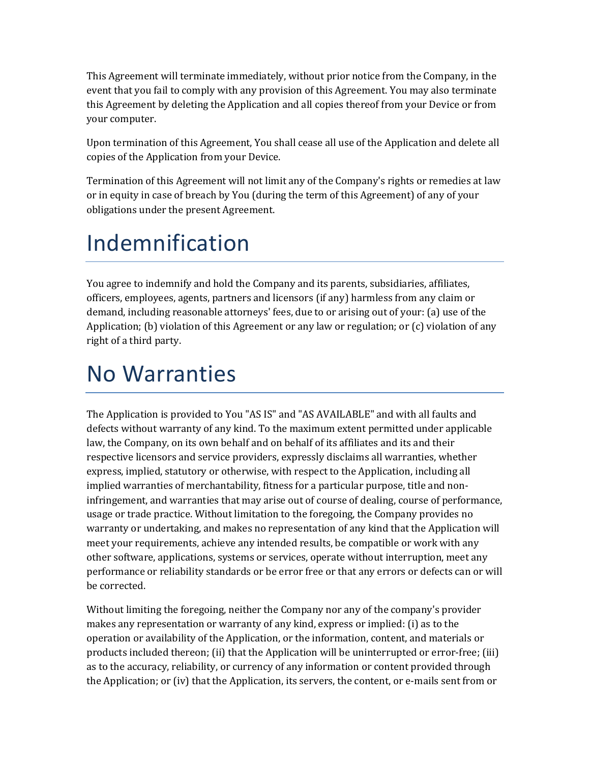This Agreement will terminate immediately, without prior notice from the Company, in the event that you fail to comply with any provision of this Agreement. You may also terminate this Agreement by deleting the Application and all copies thereof from your Device or from your computer.

Upon termination of this Agreement, You shall cease all use of the Application and delete all copies of the Application from your Device.

Termination of this Agreement will not limit any of the Company's rights or remedies at law or in equity in case of breach by You (during the term of this Agreement) of any of your obligations under the present Agreement.

# Indemnification

You agree to indemnify and hold the Company and its parents, subsidiaries, affiliates, officers, employees, agents, partners and licensors (if any) harmless from any claim or demand, including reasonable attorneys' fees, due to or arising out of your: (a) use of the Application; (b) violation of this Agreement or any law or regulation; or (c) violation of any right of a third party.

# No Warranties

The Application is provided to You "AS IS" and "AS AVAILABLE" and with all faults and defects without warranty of any kind. To the maximum extent permitted under applicable law, the Company, on its own behalf and on behalf of its affiliates and its and their respective licensors and service providers, expressly disclaims all warranties, whether express, implied, statutory or otherwise, with respect to the Application, including all implied warranties of merchantability, fitness for a particular purpose, title and non-infringement, and warranties that may arise out of course of dealing, course of performance, usage or trade practice. Without limitation to the foregoing, the Company provides no warranty or undertaking, and makes no representation of any kind that the Application will meet your requirements, achieve any intended results, be compatible or work with any other software, applications, systems or services, operate without interruption, meet any performance or reliability standards or be error free or that any errors or defects can or will be corrected.

Without limiting the foregoing, neither the Company nor any of the company's provider makes any representation or warranty of any kind, express or implied: (i) as to the operation or availability of the Application, or the information, content, and materials or products included thereon; (ii) that the Application will be uninterrupted or error-free; (iii) as to the accuracy, reliability, or currency of any information or content provided through the Application; or (iv) that the Application, its servers, the content, or e-mails sent from or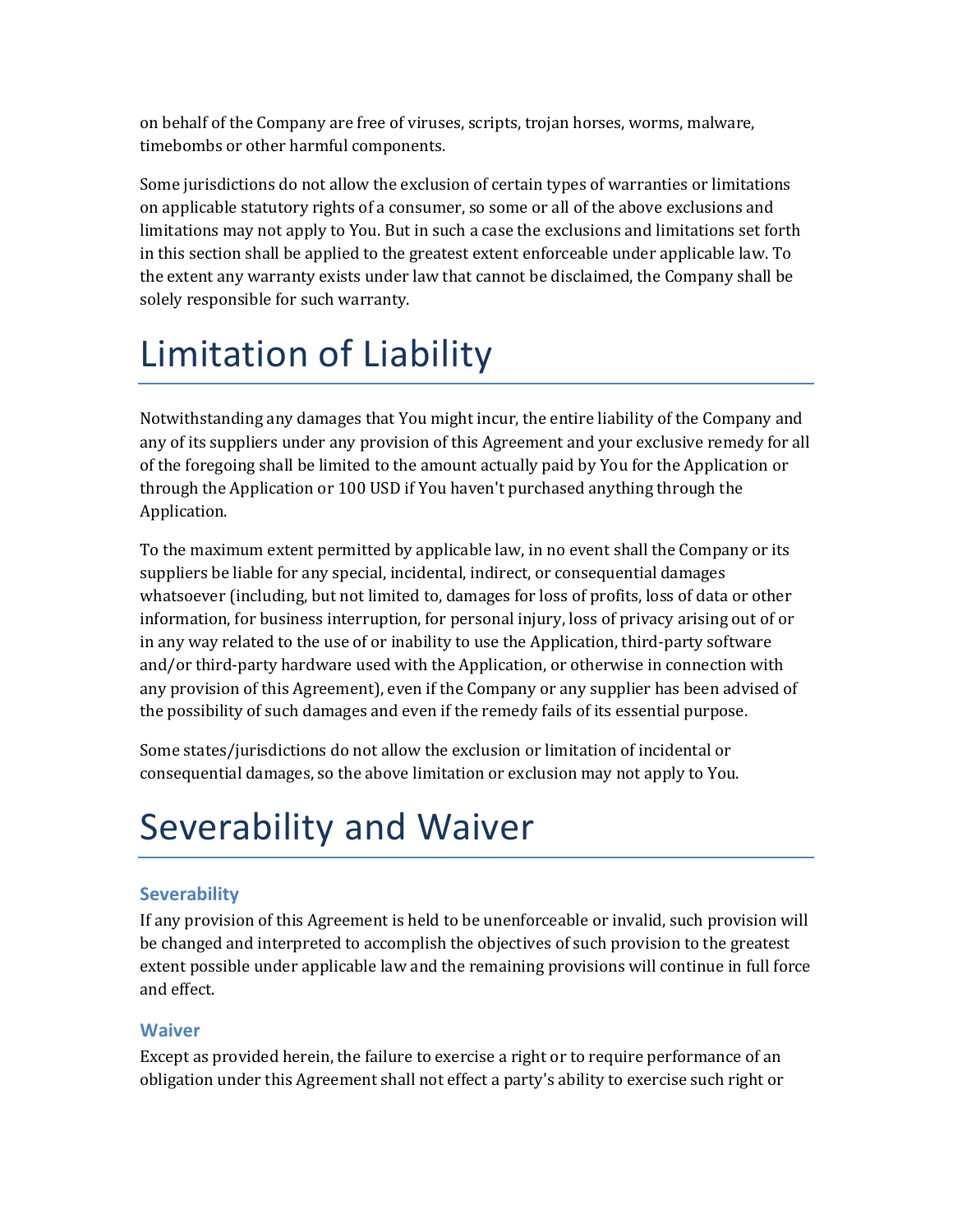on behalf of the Company are free of viruses, scripts, trojan horses, worms, malware, timebombs or other harmful components.

Some jurisdictions do not allow the exclusion of certain types of warranties or limitations on applicable statutory rights of a consumer, so some or all of the above exclusions and limitations may not apply to You. But in such a case the exclusions and limitations set forth in this section shall be applied to the greatest extent enforceable under applicable law. To the extent any warranty exists under law that cannot be disclaimed, the Company shall be solely responsible for such warranty.

# Limitation of Liability

Notwithstanding any damages that You might incur, the entire liability of the Company and any of its suppliers under any provision of this Agreement and your exclusive remedy for all of the foregoing shall be limited to the amount actually paid by You for the Application or through the Application or 100 USD if You haven't purchased anything through the Application.

To the maximum extent permitted by applicable law, in no event shall the Company or its suppliers be liable for any special, incidental, indirect, or consequential damages whatsoever (including, but not limited to, damages for loss of profits, loss of data or other information, for business interruption, for personal injury, loss of privacy arising out of or in any way related to the use of or inability to use the Application, third-party software and/or third-party hardware used with the Application, or otherwise in connection with any provision of this Agreement), even if the Company or any supplier has been advised of the possibility of such damages and even if the remedy fails of its essential purpose.

Some states/jurisdictions do not allow the exclusion or limitation of incidental or consequential damages, so the above limitation or exclusion may not apply to You.

# Severability and Waiver

### Severability

If any provision of this Agreement is held to be unenforceable or invalid, such provision will be changed and interpreted to accomplish the objectives of such provision to the greatest extent possible under applicable law and the remaining provisions will continue in full force and effect.

### Waiver

Except as provided herein, the failure to exercise a right or to require performance of an obligation under this Agreement shall not effect a party's ability to exercise such right or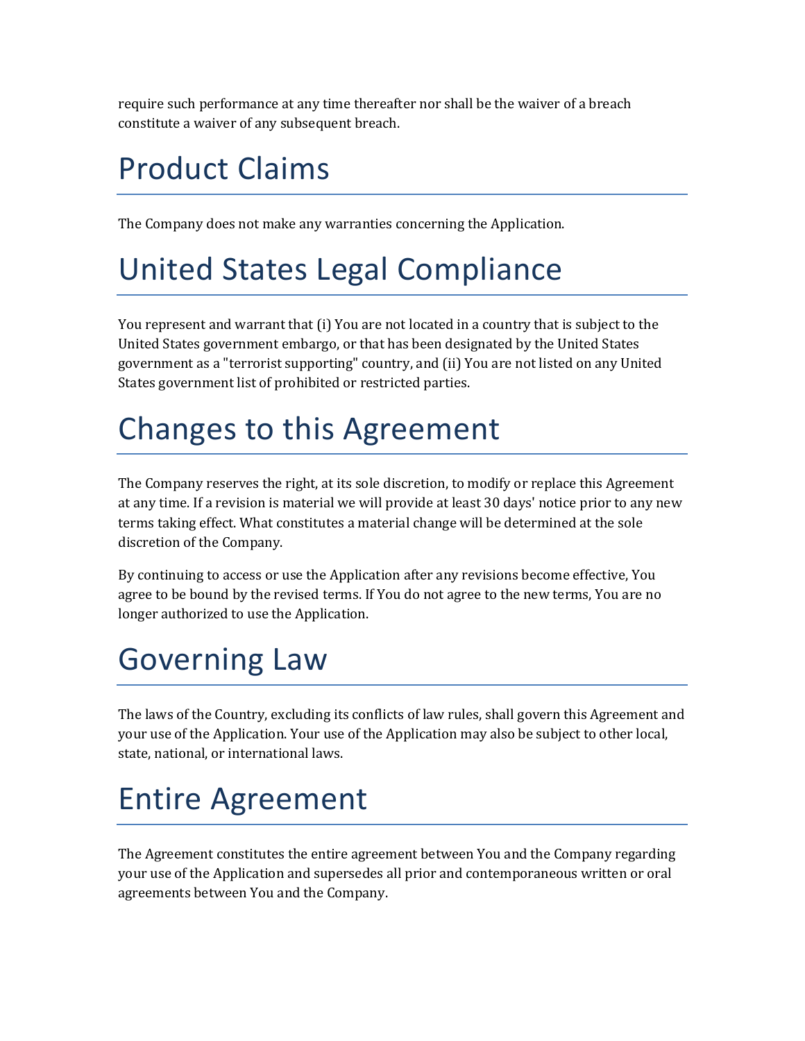require such performance at any time thereafter nor shall be the waiver of a breach constitute a waiver of any subsequent breach.

# Product Claims

The Company does not make any warranties concerning the Application.

# United States Legal Compliance

You represent and warrant that (i) You are not located in a country that is subject to the United States government embargo, or that has been designated by the United States government as a "terrorist supporting" country, and (ii) You are not listed on any United States government list of prohibited or restricted parties.

# Changes to this Agreement

The Company reserves the right, at its sole discretion, to modify or replace this Agreement at any time. If a revision is material we will provide at least 30 days' notice prior to any new terms taking effect. What constitutes a material change will be determined at the sole discretion of the Company.

By continuing to access or use the Application after any revisions become effective, You agree to be bound by the revised terms. If You do not agree to the new terms, You are no longer authorized to use the Application.

# Governing Law

The laws of the Country, excluding its conflicts of law rules, shall govern this Agreement and your use of the Application. Your use of the Application may also be subject to other local, state, national, or international laws.

# Entire Agreement

The Agreement constitutes the entire agreement between You and the Company regarding your use of the Application and supersedes all prior and contemporaneous written or oral agreements between You and the Company.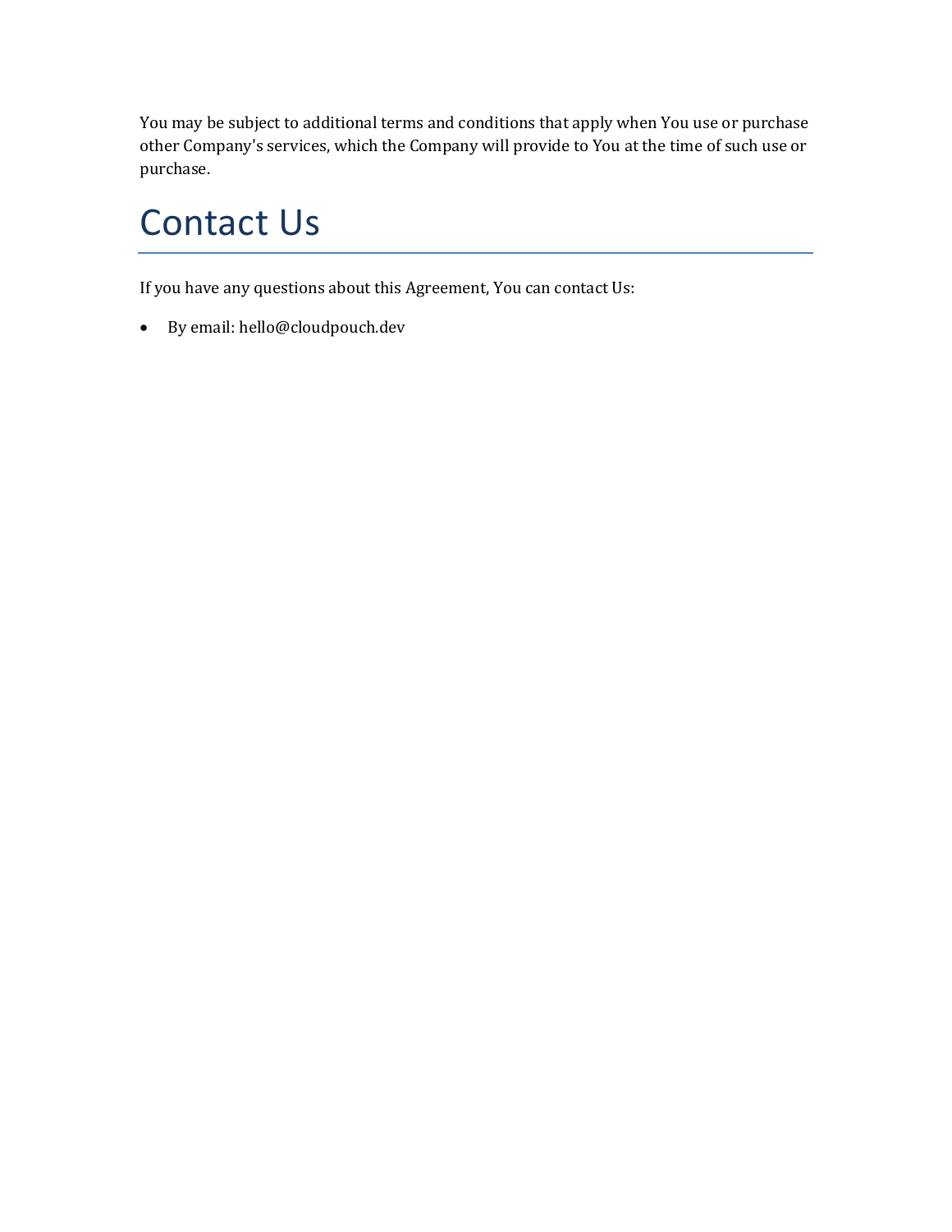You may be subject to additional terms and conditions that apply when You use or purchase other Company's services, which the Company will provide to You at the time of such use or purchase.

# Contact Us

If you have any questions about this Agreement, You can contact Us:

- By email: hello@cloudpouch.dev